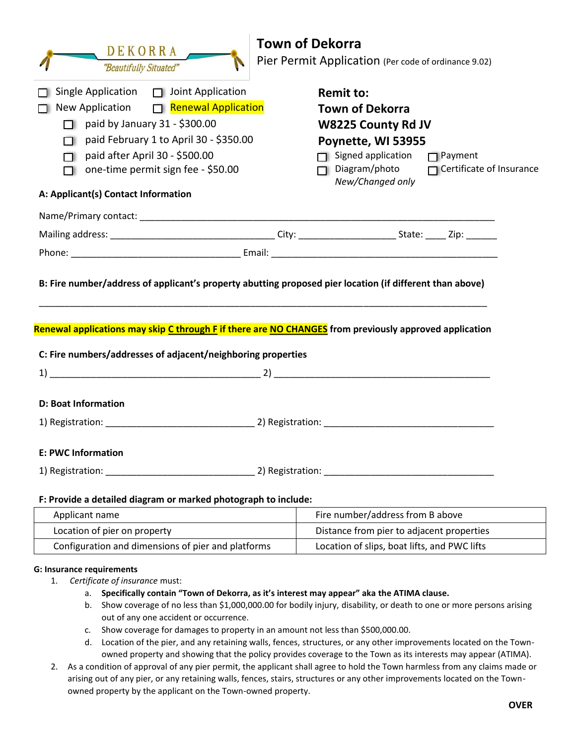DEKORRA
"Beautifully Situated"

# Town of Dekorra

Pier Permit Application (Per code of ordinance 9.02)

- ☐ Single Application ☐ Joint Application
- ☐ New Application ☐ Renewal Application
  - ☐ paid by January 31 - $300.00
  - ☐ paid February 1 to April 30 - $350.00
  - ☐ paid after April 30 - $500.00
  - ☐ one-time permit sign fee - $50.00

**Remit to:**
**Town of Dekorra**
**W8225 County Rd JV**
**Poynette, WI 53955**

- ☐ Signed application ☐ Payment
- ☐ Diagram/photo *New/Changed only* ☐ Certificate of Insurance

**A: Applicant(s) Contact Information**

Name/Primary contact: ______________________________________________________________________

Mailing address: ________________________________ City: ___________________ State: ____ Zip: ______

Phone: _________________________________ Email: ____________________________________________

**B: Fire number/address of applicant's property abutting proposed pier location (if different than above)**

_____________________________________________________________________________________

**Renewal applications may skip <u>C through F</u> if there are <u>NO CHANGES</u> from previously approved application**

**C: Fire numbers/addresses of adjacent/neighboring properties**

1) _________________________________________ 2) __________________________________________

**D: Boat Information**

1) Registration: _____________________________ 2) Registration: _________________________________

**E: PWC Information**

1) Registration: _____________________________ 2) Registration: _________________________________

**F: Provide a detailed diagram or marked photograph to include:**

| Applicant name | Fire number/address from B above |
|---|---|
| Location of pier on property | Distance from pier to adjacent properties |
| Configuration and dimensions of pier and platforms | Location of slips, boat lifts, and PWC lifts |

**G: Insurance requirements**

1. *Certificate of insurance* must:
   a. **Specifically contain "Town of Dekorra, as it's interest may appear" aka the ATIMA clause.**
   b. Show coverage of no less than $1,000,000.00 for bodily injury, disability, or death to one or more persons arising out of any one accident or occurrence.
   c. Show coverage for damages to property in an amount not less than $500,000.00.
   d. Location of the pier, and any retaining walls, fences, structures, or any other improvements located on the Town-owned property and showing that the policy provides coverage to the Town as its interests may appear (ATIMA).
2. As a condition of approval of any pier permit, the applicant shall agree to hold the Town harmless from any claims made or arising out of any pier, or any retaining walls, fences, stairs, structures or any other improvements located on the Town-owned property by the applicant on the Town-owned property.

**OVER**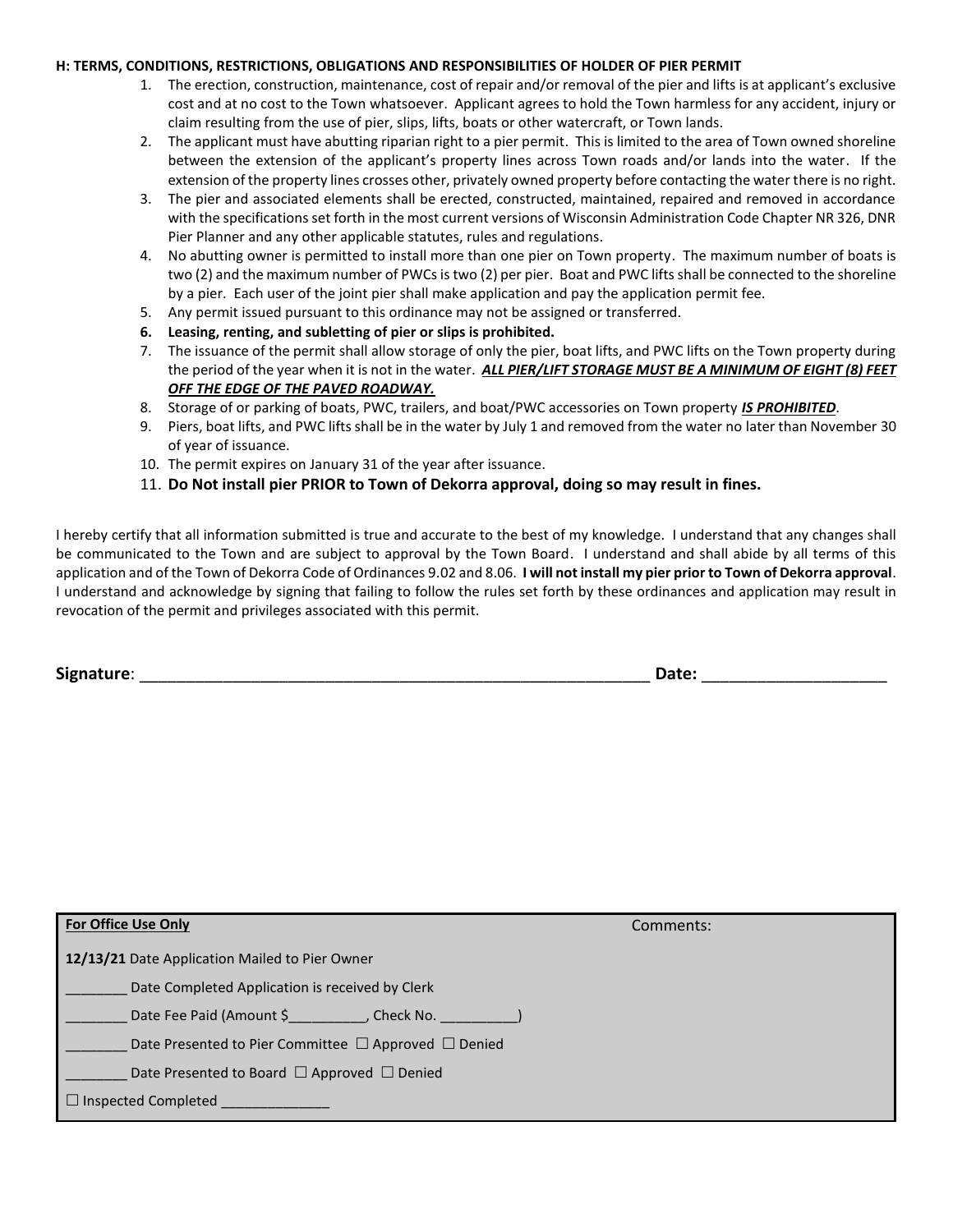**H: TERMS, CONDITIONS, RESTRICTIONS, OBLIGATIONS AND RESPONSIBILITIES OF HOLDER OF PIER PERMIT**

1. The erection, construction, maintenance, cost of repair and/or removal of the pier and lifts is at applicant's exclusive cost and at no cost to the Town whatsoever. Applicant agrees to hold the Town harmless for any accident, injury or claim resulting from the use of pier, slips, lifts, boats or other watercraft, or Town lands.
2. The applicant must have abutting riparian right to a pier permit. This is limited to the area of Town owned shoreline between the extension of the applicant's property lines across Town roads and/or lands into the water. If the extension of the property lines crosses other, privately owned property before contacting the water there is no right.
3. The pier and associated elements shall be erected, constructed, maintained, repaired and removed in accordance with the specifications set forth in the most current versions of Wisconsin Administration Code Chapter NR 326, DNR Pier Planner and any other applicable statutes, rules and regulations.
4. No abutting owner is permitted to install more than one pier on Town property. The maximum number of boats is two (2) and the maximum number of PWCs is two (2) per pier. Boat and PWC lifts shall be connected to the shoreline by a pier. Each user of the joint pier shall make application and pay the application permit fee.
5. Any permit issued pursuant to this ordinance may not be assigned or transferred.
6. **Leasing, renting, and subletting of pier or slips is prohibited.**
7. The issuance of the permit shall allow storage of only the pier, boat lifts, and PWC lifts on the Town property during the period of the year when it is not in the water. ***ALL PIER/LIFT STORAGE MUST BE A MINIMUM OF EIGHT (8) FEET OFF THE EDGE OF THE PAVED ROADWAY.***
8. Storage of or parking of boats, PWC, trailers, and boat/PWC accessories on Town property ***IS PROHIBITED***.
9. Piers, boat lifts, and PWC lifts shall be in the water by July 1 and removed from the water no later than November 30 of year of issuance.
10. The permit expires on January 31 of the year after issuance.
11. **Do Not install pier PRIOR to Town of Dekorra approval, doing so may result in fines.**

I hereby certify that all information submitted is true and accurate to the best of my knowledge. I understand that any changes shall be communicated to the Town and are subject to approval by the Town Board. I understand and shall abide by all terms of this application and of the Town of Dekorra Code of Ordinances 9.02 and 8.06. **I will not install my pier prior to Town of Dekorra approval**. I understand and acknowledge by signing that failing to follow the rules set forth by these ordinances and application may result in revocation of the permit and privileges associated with this permit.

**Signature**: ______________________________________________________________ **Date:** _____________________

**For Office Use Only**

Comments:

**12/13/21** Date Application Mailed to Pier Owner

________ Date Completed Application is received by Clerk

________ Date Fee Paid (Amount $__________, Check No. __________)

________ Date Presented to Pier Committee ☐ Approved ☐ Denied

________ Date Presented to Board ☐ Approved ☐ Denied

☐ Inspected Completed ______________